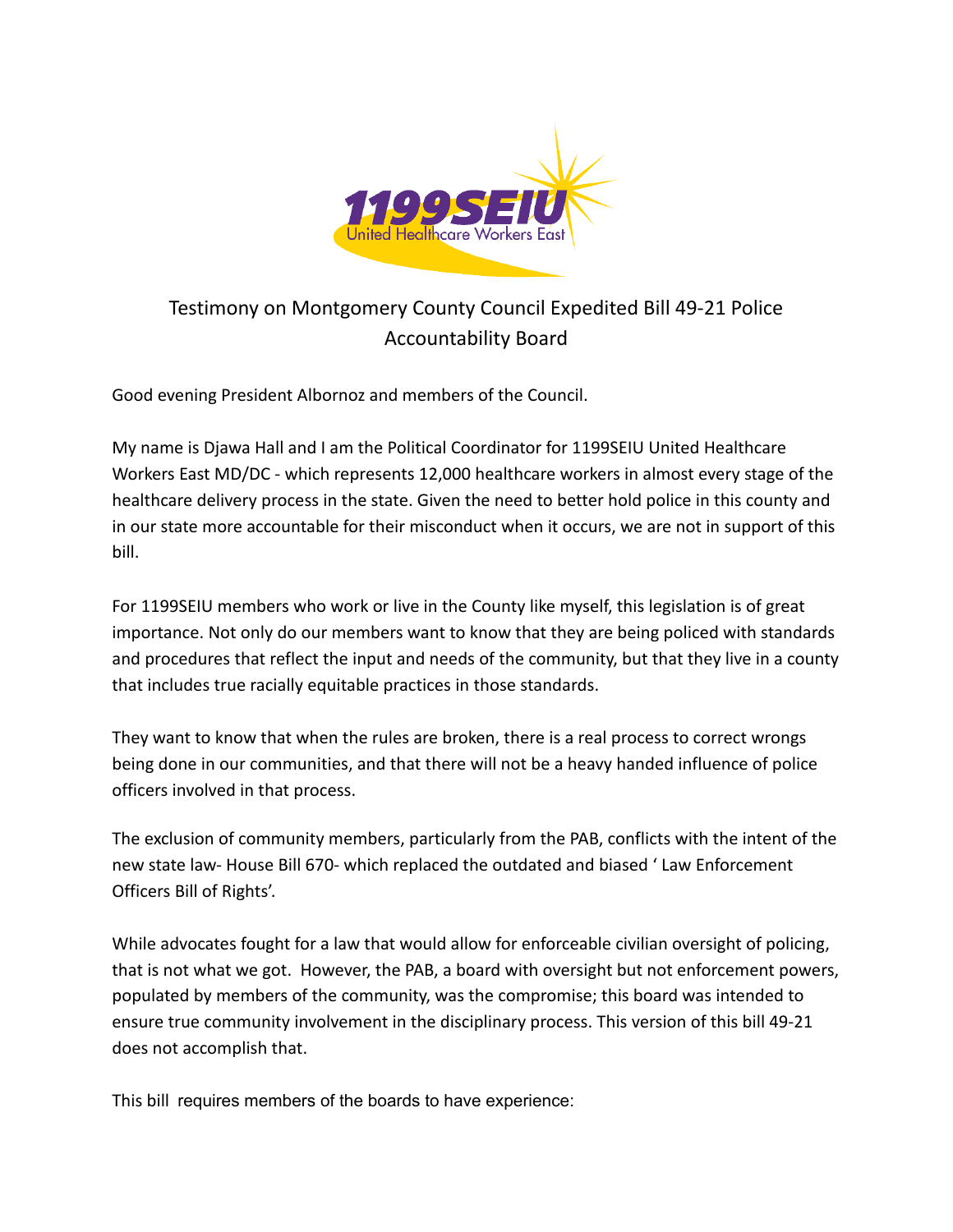1199SEIU
United Healthcare Workers East

# Testimony on Montgomery County Council Expedited Bill 49-21 Police Accountability Board

Good evening President Albornoz and members of the Council.

My name is Djawa Hall and I am the Political Coordinator for 1199SEIU United Healthcare Workers East MD/DC - which represents 12,000 healthcare workers in almost every stage of the healthcare delivery process in the state. Given the need to better hold police in this county and in our state more accountable for their misconduct when it occurs, we are not in support of this bill.

For 1199SEIU members who work or live in the County like myself, this legislation is of great importance. Not only do our members want to know that they are being policed with standards and procedures that reflect the input and needs of the community, but that they live in a county that includes true racially equitable practices in those standards.

They want to know that when the rules are broken, there is a real process to correct wrongs being done in our communities, and that there will not be a heavy handed influence of police officers involved in that process.

The exclusion of community members, particularly from the PAB, conflicts with the intent of the new state law- House Bill 670- which replaced the outdated and biased ' Law Enforcement Officers Bill of Rights'.

While advocates fought for a law that would allow for enforceable civilian oversight of policing, that is not what we got. However, the PAB, a board with oversight but not enforcement powers, populated by members of the community, was the compromise; this board was intended to ensure true community involvement in the disciplinary process. This version of this bill 49-21 does not accomplish that.

This bill requires members of the boards to have experience: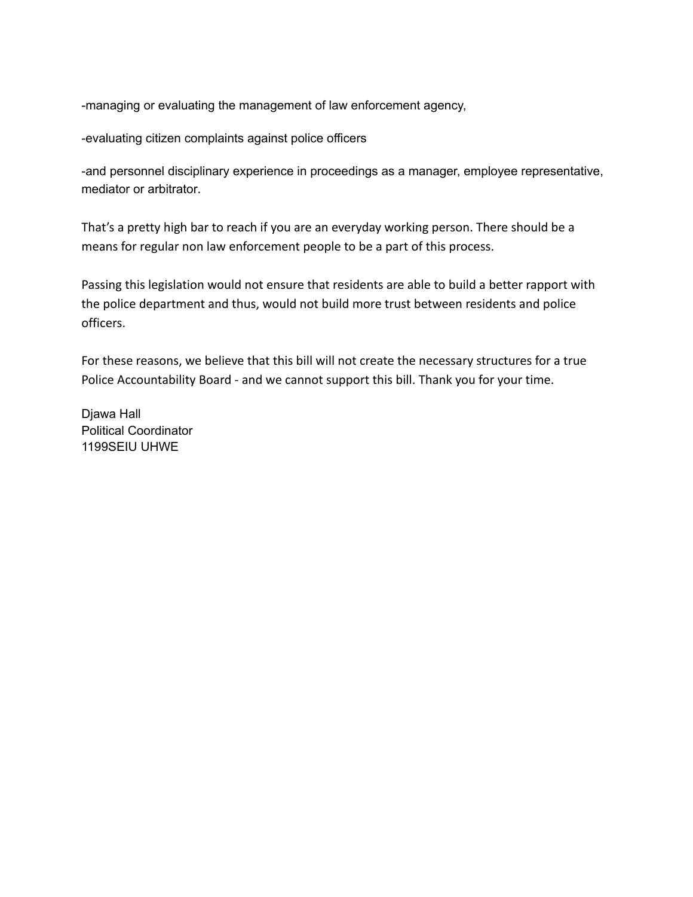-managing or evaluating the management of law enforcement agency,

-evaluating citizen complaints against police officers

-and personnel disciplinary experience in proceedings as a manager, employee representative, mediator or arbitrator.

That's a pretty high bar to reach if you are an everyday working person. There should be a means for regular non law enforcement people to be a part of this process.

Passing this legislation would not ensure that residents are able to build a better rapport with the police department and thus, would not build more trust between residents and police officers.

For these reasons, we believe that this bill will not create the necessary structures for a true Police Accountability Board - and we cannot support this bill. Thank you for your time.

Djawa Hall
Political Coordinator
1199SEIU UHWE